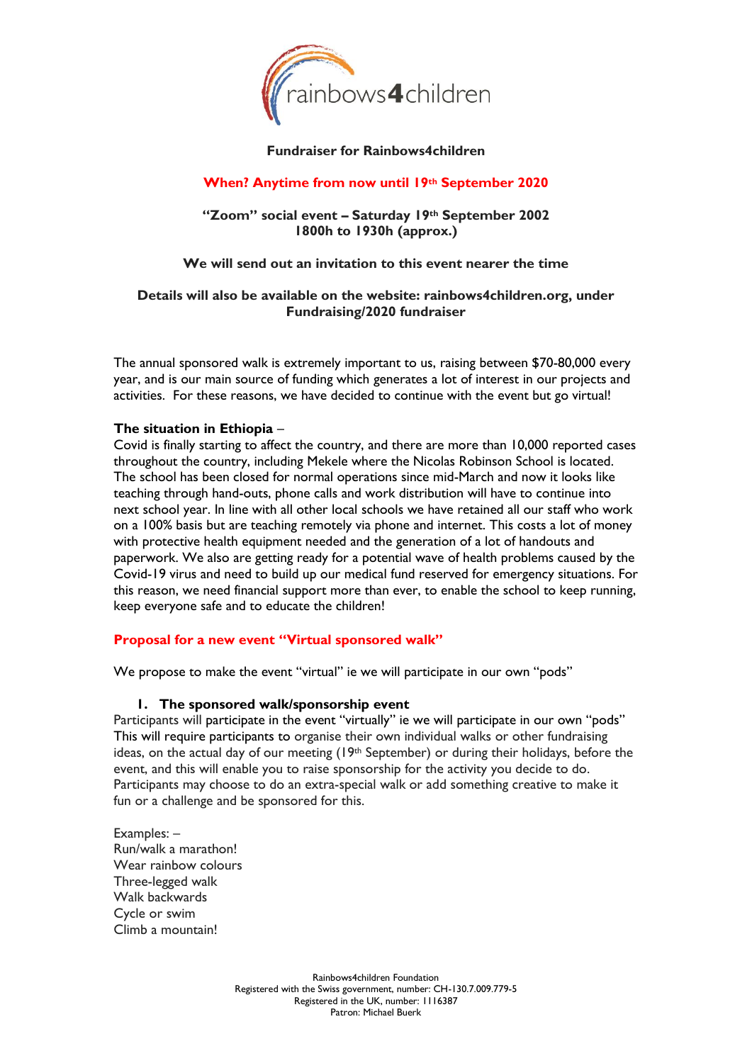rainbows4children

**Fundraiser for Rainbows4children**

**When? Anytime from now until 19th September 2020**

**"Zoom" social event – Saturday 19th September 2002**
**1800h to 1930h (approx.)**

**We will send out an invitation to this event nearer the time**

**Details will also be available on the website: rainbows4children.org, under Fundraising/2020 fundraiser**

The annual sponsored walk is extremely important to us, raising between $70-80,000 every year, and is our main source of funding which generates a lot of interest in our projects and activities. For these reasons, we have decided to continue with the event but go virtual!

**The situation in Ethiopia** –
Covid is finally starting to affect the country, and there are more than 10,000 reported cases throughout the country, including Mekele where the Nicolas Robinson School is located. The school has been closed for normal operations since mid-March and now it looks like teaching through hand-outs, phone calls and work distribution will have to continue into next school year. In line with all other local schools we have retained all our staff who work on a 100% basis but are teaching remotely via phone and internet. This costs a lot of money with protective health equipment needed and the generation of a lot of handouts and paperwork. We also are getting ready for a potential wave of health problems caused by the Covid-19 virus and need to build up our medical fund reserved for emergency situations. For this reason, we need financial support more than ever, to enable the school to keep running, keep everyone safe and to educate the children!

**Proposal for a new event "Virtual sponsored walk"**

We propose to make the event "virtual" ie we will participate in our own "pods"

**1. The sponsored walk/sponsorship event**

Participants will participate in the event "virtually" ie we will participate in our own "pods" This will require participants to organise their own individual walks or other fundraising ideas, on the actual day of our meeting (19th September) or during their holidays, before the event, and this will enable you to raise sponsorship for the activity you decide to do. Participants may choose to do an extra-special walk or add something creative to make it fun or a challenge and be sponsored for this.

Examples: –
Run/walk a marathon!
Wear rainbow colours
Three-legged walk
Walk backwards
Cycle or swim
Climb a mountain!

Rainbows4children Foundation
Registered with the Swiss government, number: CH-130.7.009.779-5
Registered in the UK, number: 1116387
Patron: Michael Buerk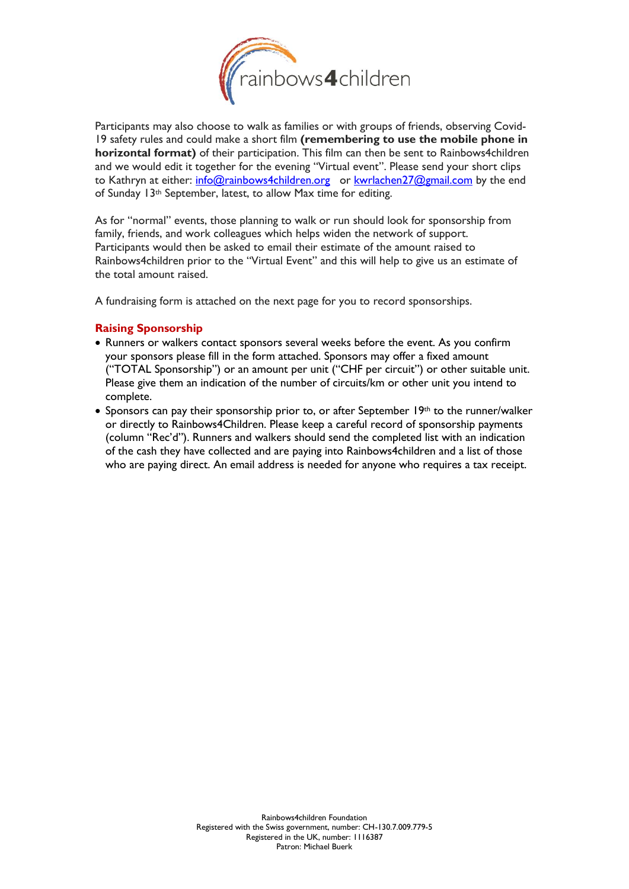Participants may also choose to walk as families or with groups of friends, observing Covid-19 safety rules and could make a short film **(remembering to use the mobile phone in horizontal format)** of their participation. This film can then be sent to Rainbows4children and we would edit it together for the evening "Virtual event". Please send your short clips to Kathryn at either: info@rainbows4children.org or kwrlachen27@gmail.com by the end of Sunday 13th September, latest, to allow Max time for editing.

As for "normal" events, those planning to walk or run should look for sponsorship from family, friends, and work colleagues which helps widen the network of support. Participants would then be asked to email their estimate of the amount raised to Rainbows4children prior to the "Virtual Event" and this will help to give us an estimate of the total amount raised.

A fundraising form is attached on the next page for you to record sponsorships.

## Raising Sponsorship

- Runners or walkers contact sponsors several weeks before the event. As you confirm your sponsors please fill in the form attached. Sponsors may offer a fixed amount ("TOTAL Sponsorship") or an amount per unit ("CHF per circuit") or other suitable unit. Please give them an indication of the number of circuits/km or other unit you intend to complete.
- Sponsors can pay their sponsorship prior to, or after September 19th to the runner/walker or directly to Rainbows4Children. Please keep a careful record of sponsorship payments (column "Rec'd"). Runners and walkers should send the completed list with an indication of the cash they have collected and are paying into Rainbows4children and a list of those who are paying direct. An email address is needed for anyone who requires a tax receipt.

Rainbows4children Foundation
Registered with the Swiss government, number: CH-130.7.009.779-5
Registered in the UK, number: 1116387
Patron: Michael Buerk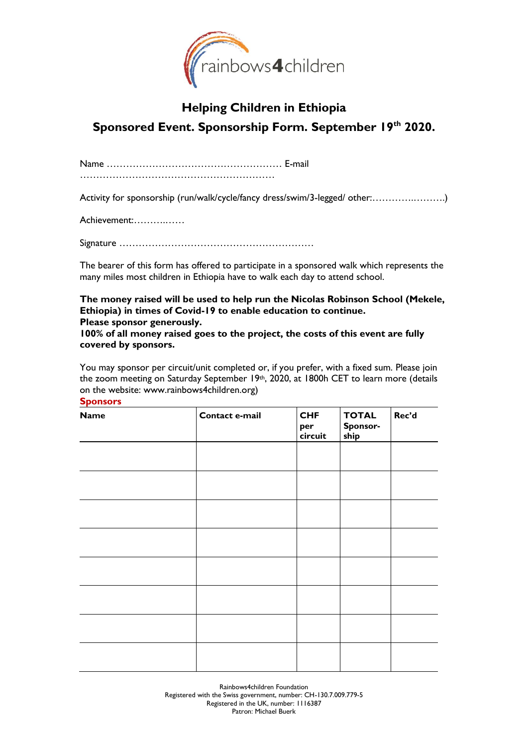rainbows4children

## Helping Children in Ethiopia

## Sponsored Event. Sponsorship Form. September 19th 2020.

Name ……………………………………………… E-mail ……………………………………………………

Activity for sponsorship (run/walk/cycle/fancy dress/swim/3-legged/ other:………….……….)

Achievement:……….……

Signature …………………………………………………

The bearer of this form has offered to participate in a sponsored walk which represents the many miles most children in Ethiopia have to walk each day to attend school.

**The money raised will be used to help run the Nicolas Robinson School (Mekele, Ethiopia) in times of Covid-19 to enable education to continue.**
**Please sponsor generously.**
**100% of all money raised goes to the project, the costs of this event are fully covered by sponsors.**

You may sponsor per circuit/unit completed or, if you prefer, with a fixed sum. Please join the zoom meeting on Saturday September 19th, 2020, at 1800h CET to learn more (details on the website: www.rainbows4children.org)

**Sponsors**

| Name | Contact e-mail | CHF per circuit | TOTAL Sponsor-ship | Rec'd |
|---|---|---|---|---|
| | | | | |
| | | | | |
| | | | | |
| | | | | |
| | | | | |
| | | | | |
| | | | | |
| | | | | |

Rainbows4children Foundation
Registered with the Swiss government, number: CH-130.7.009.779-5
Registered in the UK, number: 1116387
Patron: Michael Buerk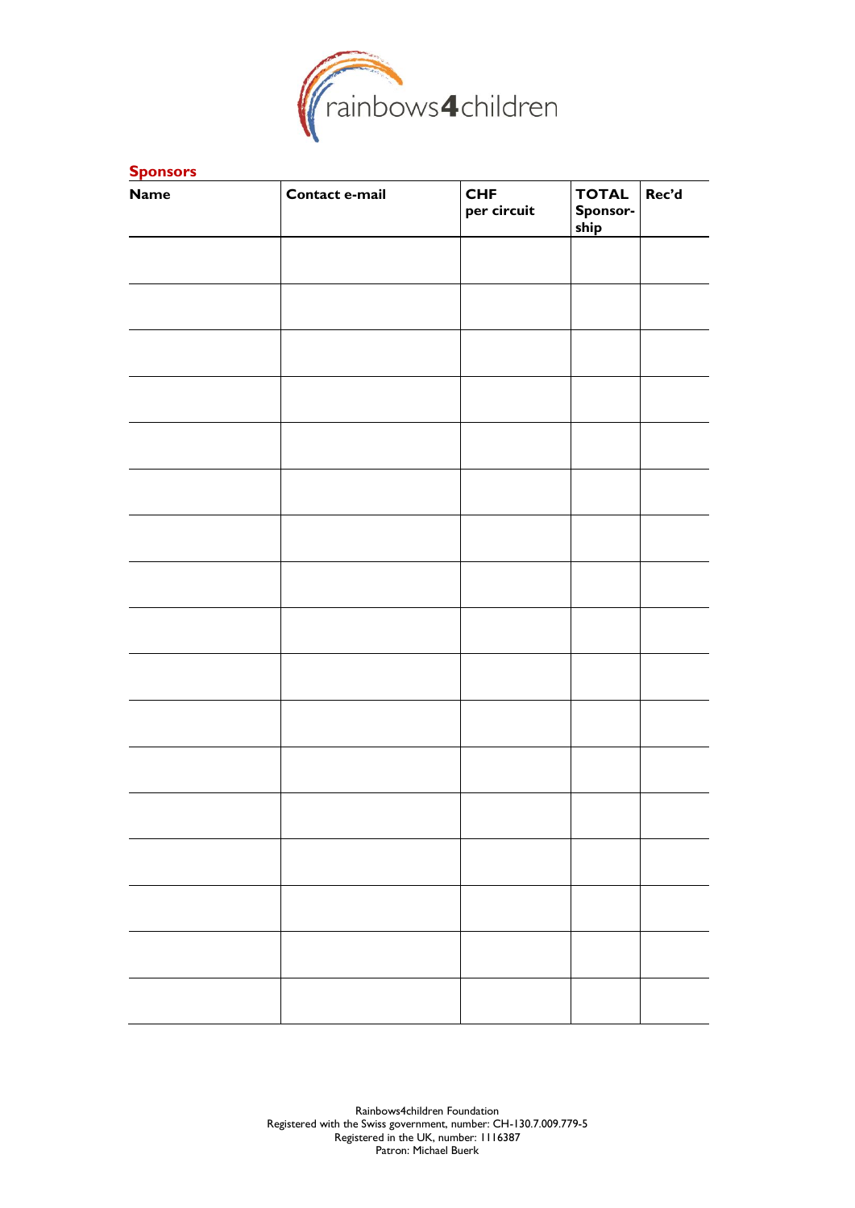rainbows4children

## Sponsors

| Name | Contact e-mail | CHF per circuit | TOTAL Sponsor-ship | Rec'd |
|---|---|---|---|---|
| | | | | |
| | | | | |
| | | | | |
| | | | | |
| | | | | |
| | | | | |
| | | | | |
| | | | | |
| | | | | |
| | | | | |
| | | | | |
| | | | | |
| | | | | |
| | | | | |
| | | | | |
| | | | | |
| | | | | |

Rainbows4children Foundation
Registered with the Swiss government, number: CH-130.7.009.779-5
Registered in the UK, number: 1116387
Patron: Michael Buerk